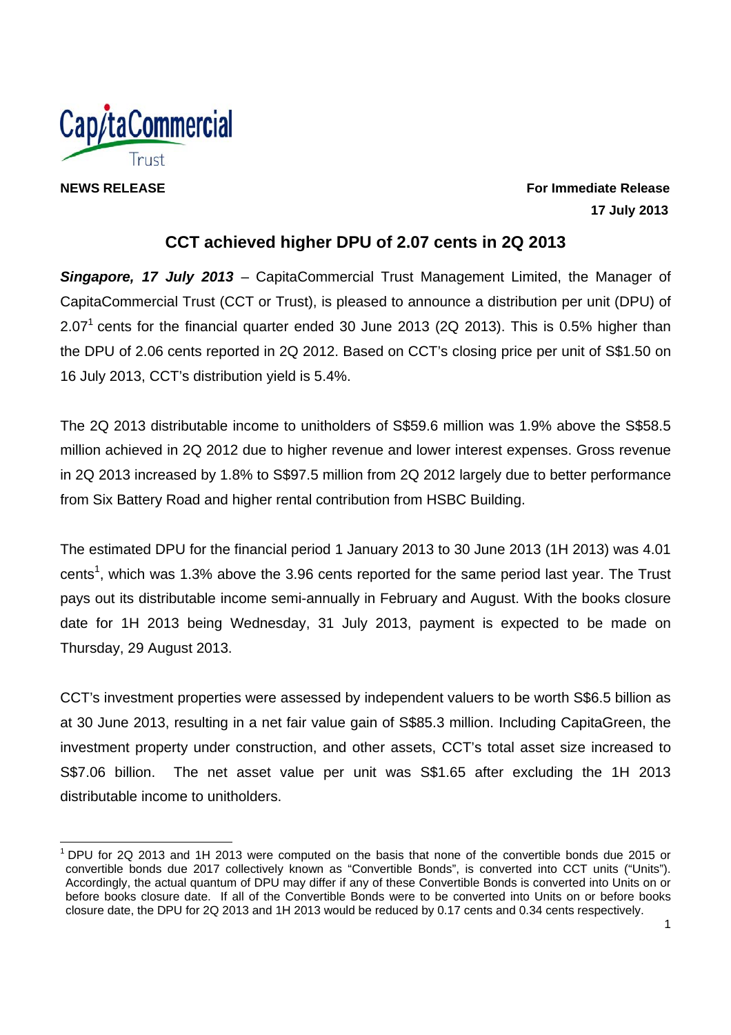CapitaCommercial Trust

**NEWS RELEASE**

**For Immediate Release**
**17 July 2013**

# CCT achieved higher DPU of 2.07 cents in 2Q 2013

***Singapore, 17 July 2013*** – CapitaCommercial Trust Management Limited, the Manager of CapitaCommercial Trust (CCT or Trust), is pleased to announce a distribution per unit (DPU) of 2.07[1] cents for the financial quarter ended 30 June 2013 (2Q 2013). This is 0.5% higher than the DPU of 2.06 cents reported in 2Q 2012. Based on CCT's closing price per unit of S$1.50 on 16 July 2013, CCT's distribution yield is 5.4%.

The 2Q 2013 distributable income to unitholders of S$59.6 million was 1.9% above the S$58.5 million achieved in 2Q 2012 due to higher revenue and lower interest expenses. Gross revenue in 2Q 2013 increased by 1.8% to S$97.5 million from 2Q 2012 largely due to better performance from Six Battery Road and higher rental contribution from HSBC Building.

The estimated DPU for the financial period 1 January 2013 to 30 June 2013 (1H 2013) was 4.01 cents[1], which was 1.3% above the 3.96 cents reported for the same period last year. The Trust pays out its distributable income semi-annually in February and August. With the books closure date for 1H 2013 being Wednesday, 31 July 2013, payment is expected to be made on Thursday, 29 August 2013.

CCT's investment properties were assessed by independent valuers to be worth S$6.5 billion as at 30 June 2013, resulting in a net fair value gain of S$85.3 million. Including CapitaGreen, the investment property under construction, and other assets, CCT's total asset size increased to S$7.06 billion. The net asset value per unit was S$1.65 after excluding the 1H 2013 distributable income to unitholders.

---

[1] DPU for 2Q 2013 and 1H 2013 were computed on the basis that none of the convertible bonds due 2015 or convertible bonds due 2017 collectively known as "Convertible Bonds", is converted into CCT units ("Units"). Accordingly, the actual quantum of DPU may differ if any of these Convertible Bonds is converted into Units on or before books closure date. If all of the Convertible Bonds were to be converted into Units on or before books closure date, the DPU for 2Q 2013 and 1H 2013 would be reduced by 0.17 cents and 0.34 cents respectively.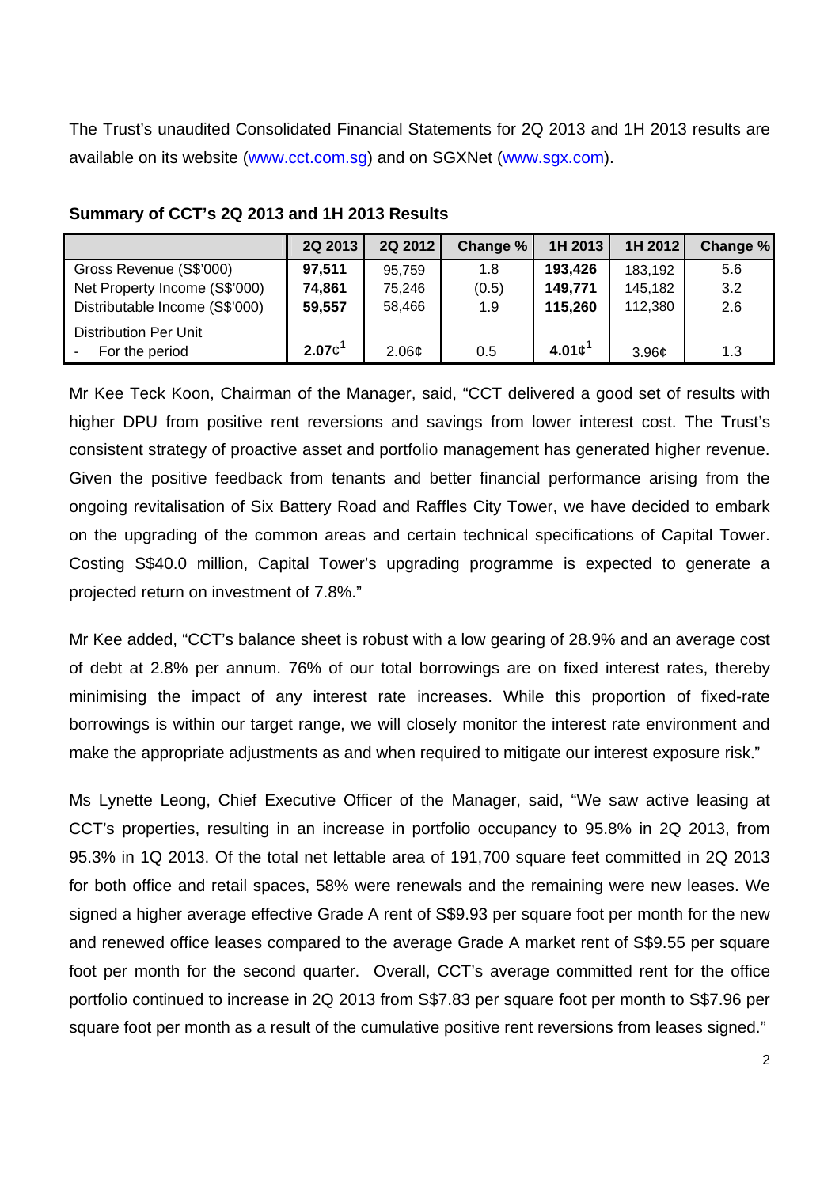The Trust's unaudited Consolidated Financial Statements for 2Q 2013 and 1H 2013 results are available on its website (www.cct.com.sg) and on SGXNet (www.sgx.com).

**Summary of CCT's 2Q 2013 and 1H 2013 Results**

| | 2Q 2013 | 2Q 2012 | Change % | 1H 2013 | 1H 2012 | Change % |
|---|---|---|---|---|---|---|
| Gross Revenue (S$'000) | **97,511** | 95,759 | 1.8 | **193,426** | 183,192 | 5.6 |
| Net Property Income (S$'000) | **74,861** | 75,246 | (0.5) | **149,771** | 145,182 | 3.2 |
| Distributable Income (S$'000) | **59,557** | 58,466 | 1.9 | **115,260** | 112,380 | 2.6 |
| Distribution Per Unit<br>- For the period | **2.07¢**[1] | 2.06¢ | 0.5 | **4.01¢**[1] | 3.96¢ | 1.3 |

Mr Kee Teck Koon, Chairman of the Manager, said, "CCT delivered a good set of results with higher DPU from positive rent reversions and savings from lower interest cost. The Trust's consistent strategy of proactive asset and portfolio management has generated higher revenue. Given the positive feedback from tenants and better financial performance arising from the ongoing revitalisation of Six Battery Road and Raffles City Tower, we have decided to embark on the upgrading of the common areas and certain technical specifications of Capital Tower. Costing S$40.0 million, Capital Tower's upgrading programme is expected to generate a projected return on investment of 7.8%."

Mr Kee added, "CCT's balance sheet is robust with a low gearing of 28.9% and an average cost of debt at 2.8% per annum. 76% of our total borrowings are on fixed interest rates, thereby minimising the impact of any interest rate increases. While this proportion of fixed-rate borrowings is within our target range, we will closely monitor the interest rate environment and make the appropriate adjustments as and when required to mitigate our interest exposure risk."

Ms Lynette Leong, Chief Executive Officer of the Manager, said, "We saw active leasing at CCT's properties, resulting in an increase in portfolio occupancy to 95.8% in 2Q 2013, from 95.3% in 1Q 2013. Of the total net lettable area of 191,700 square feet committed in 2Q 2013 for both office and retail spaces, 58% were renewals and the remaining were new leases. We signed a higher average effective Grade A rent of S$9.93 per square foot per month for the new and renewed office leases compared to the average Grade A market rent of S$9.55 per square foot per month for the second quarter. Overall, CCT's average committed rent for the office portfolio continued to increase in 2Q 2013 from S$7.83 per square foot per month to S$7.96 per square foot per month as a result of the cumulative positive rent reversions from leases signed."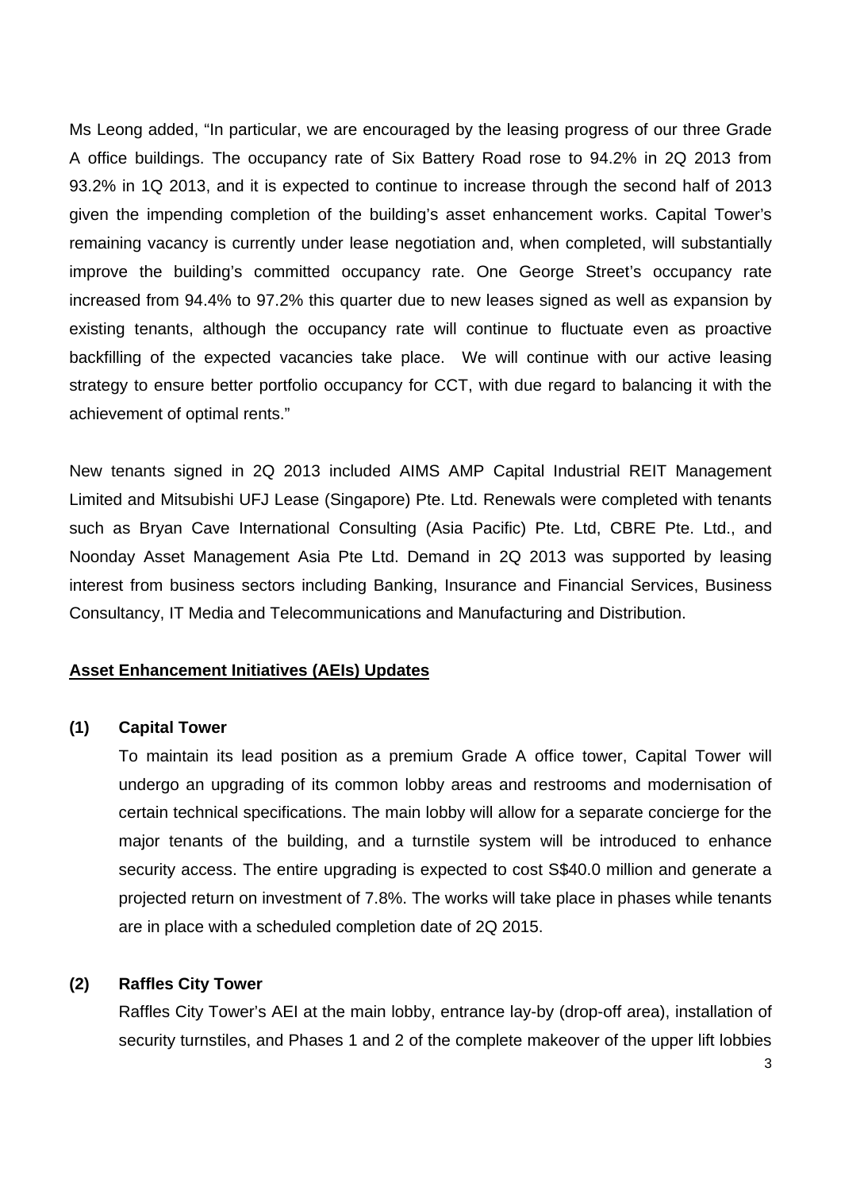Ms Leong added, "In particular, we are encouraged by the leasing progress of our three Grade A office buildings. The occupancy rate of Six Battery Road rose to 94.2% in 2Q 2013 from 93.2% in 1Q 2013, and it is expected to continue to increase through the second half of 2013 given the impending completion of the building's asset enhancement works. Capital Tower's remaining vacancy is currently under lease negotiation and, when completed, will substantially improve the building's committed occupancy rate. One George Street's occupancy rate increased from 94.4% to 97.2% this quarter due to new leases signed as well as expansion by existing tenants, although the occupancy rate will continue to fluctuate even as proactive backfilling of the expected vacancies take place. We will continue with our active leasing strategy to ensure better portfolio occupancy for CCT, with due regard to balancing it with the achievement of optimal rents."

New tenants signed in 2Q 2013 included AIMS AMP Capital Industrial REIT Management Limited and Mitsubishi UFJ Lease (Singapore) Pte. Ltd. Renewals were completed with tenants such as Bryan Cave International Consulting (Asia Pacific) Pte. Ltd, CBRE Pte. Ltd., and Noonday Asset Management Asia Pte Ltd. Demand in 2Q 2013 was supported by leasing interest from business sectors including Banking, Insurance and Financial Services, Business Consultancy, IT Media and Telecommunications and Manufacturing and Distribution.

**Asset Enhancement Initiatives (AEIs) Updates**

**(1) Capital Tower**

To maintain its lead position as a premium Grade A office tower, Capital Tower will undergo an upgrading of its common lobby areas and restrooms and modernisation of certain technical specifications. The main lobby will allow for a separate concierge for the major tenants of the building, and a turnstile system will be introduced to enhance security access. The entire upgrading is expected to cost S$40.0 million and generate a projected return on investment of 7.8%. The works will take place in phases while tenants are in place with a scheduled completion date of 2Q 2015.

**(2) Raffles City Tower**

Raffles City Tower's AEI at the main lobby, entrance lay-by (drop-off area), installation of security turnstiles, and Phases 1 and 2 of the complete makeover of the upper lift lobbies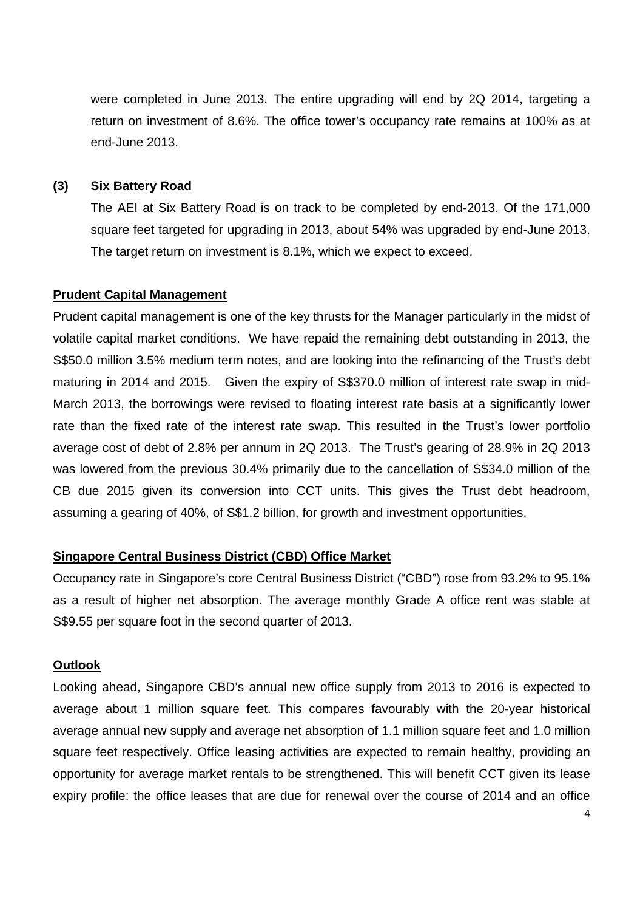were completed in June 2013. The entire upgrading will end by 2Q 2014, targeting a return on investment of 8.6%. The office tower's occupancy rate remains at 100% as at end-June 2013.

**(3) Six Battery Road**

The AEI at Six Battery Road is on track to be completed by end-2013. Of the 171,000 square feet targeted for upgrading in 2013, about 54% was upgraded by end-June 2013. The target return on investment is 8.1%, which we expect to exceed.

**Prudent Capital Management**

Prudent capital management is one of the key thrusts for the Manager particularly in the midst of volatile capital market conditions. We have repaid the remaining debt outstanding in 2013, the S$50.0 million 3.5% medium term notes, and are looking into the refinancing of the Trust's debt maturing in 2014 and 2015. Given the expiry of S$370.0 million of interest rate swap in mid-March 2013, the borrowings were revised to floating interest rate basis at a significantly lower rate than the fixed rate of the interest rate swap. This resulted in the Trust's lower portfolio average cost of debt of 2.8% per annum in 2Q 2013. The Trust's gearing of 28.9% in 2Q 2013 was lowered from the previous 30.4% primarily due to the cancellation of S$34.0 million of the CB due 2015 given its conversion into CCT units. This gives the Trust debt headroom, assuming a gearing of 40%, of S$1.2 billion, for growth and investment opportunities.

**Singapore Central Business District (CBD) Office Market**

Occupancy rate in Singapore's core Central Business District ("CBD") rose from 93.2% to 95.1% as a result of higher net absorption. The average monthly Grade A office rent was stable at S$9.55 per square foot in the second quarter of 2013.

**Outlook**

Looking ahead, Singapore CBD's annual new office supply from 2013 to 2016 is expected to average about 1 million square feet. This compares favourably with the 20-year historical average annual new supply and average net absorption of 1.1 million square feet and 1.0 million square feet respectively. Office leasing activities are expected to remain healthy, providing an opportunity for average market rentals to be strengthened. This will benefit CCT given its lease expiry profile: the office leases that are due for renewal over the course of 2014 and an office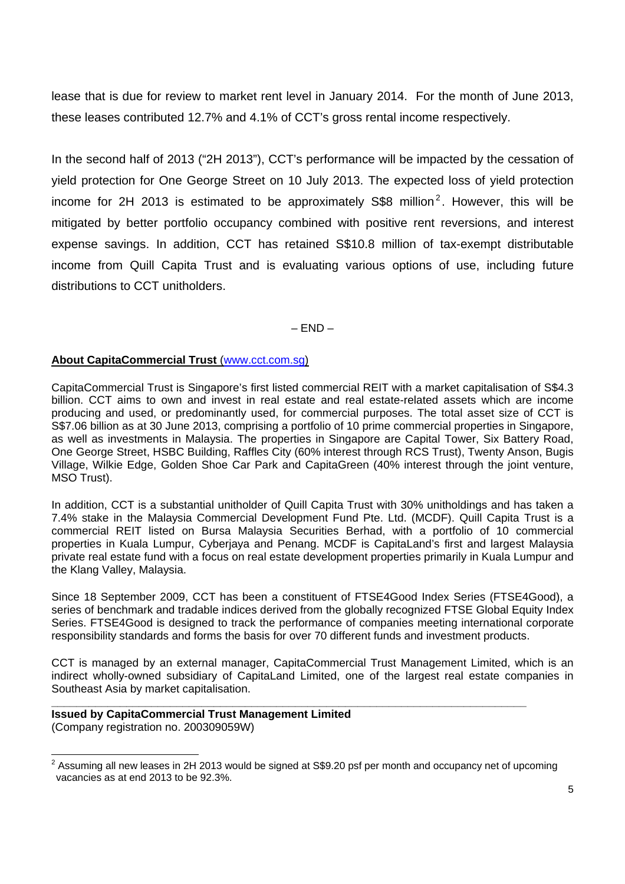lease that is due for review to market rent level in January 2014. For the month of June 2013, these leases contributed 12.7% and 4.1% of CCT's gross rental income respectively.

In the second half of 2013 ("2H 2013"), CCT's performance will be impacted by the cessation of yield protection for One George Street on 10 July 2013. The expected loss of yield protection income for 2H 2013 is estimated to be approximately S$8 million[2]. However, this will be mitigated by better portfolio occupancy combined with positive rent reversions, and interest expense savings. In addition, CCT has retained S$10.8 million of tax-exempt distributable income from Quill Capita Trust and is evaluating various options of use, including future distributions to CCT unitholders.

– END –

**About CapitaCommercial Trust** (www.cct.com.sg)

CapitaCommercial Trust is Singapore's first listed commercial REIT with a market capitalisation of S$4.3 billion. CCT aims to own and invest in real estate and real estate-related assets which are income producing and used, or predominantly used, for commercial purposes. The total asset size of CCT is S$7.06 billion as at 30 June 2013, comprising a portfolio of 10 prime commercial properties in Singapore, as well as investments in Malaysia. The properties in Singapore are Capital Tower, Six Battery Road, One George Street, HSBC Building, Raffles City (60% interest through RCS Trust), Twenty Anson, Bugis Village, Wilkie Edge, Golden Shoe Car Park and CapitaGreen (40% interest through the joint venture, MSO Trust).

In addition, CCT is a substantial unitholder of Quill Capita Trust with 30% unitholdings and has taken a 7.4% stake in the Malaysia Commercial Development Fund Pte. Ltd. (MCDF). Quill Capita Trust is a commercial REIT listed on Bursa Malaysia Securities Berhad, with a portfolio of 10 commercial properties in Kuala Lumpur, Cyberjaya and Penang. MCDF is CapitaLand's first and largest Malaysia private real estate fund with a focus on real estate development properties primarily in Kuala Lumpur and the Klang Valley, Malaysia.

Since 18 September 2009, CCT has been a constituent of FTSE4Good Index Series (FTSE4Good), a series of benchmark and tradable indices derived from the globally recognized FTSE Global Equity Index Series. FTSE4Good is designed to track the performance of companies meeting international corporate responsibility standards and forms the basis for over 70 different funds and investment products.

CCT is managed by an external manager, CapitaCommercial Trust Management Limited, which is an indirect wholly-owned subsidiary of CapitaLand Limited, one of the largest real estate companies in Southeast Asia by market capitalisation.

---

**Issued by CapitaCommercial Trust Management Limited**
(Company registration no. 200309059W)

[2] Assuming all new leases in 2H 2013 would be signed at S$9.20 psf per month and occupancy net of upcoming vacancies as at end 2013 to be 92.3%.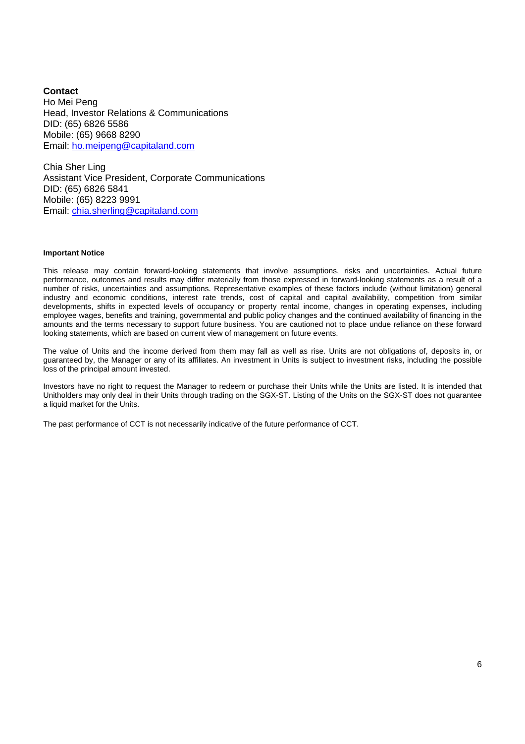**Contact**

Ho Mei Peng
Head, Investor Relations & Communications
DID: (65) 6826 5586
Mobile: (65) 9668 8290
Email: ho.meipeng@capitaland.com

Chia Sher Ling
Assistant Vice President, Corporate Communications
DID: (65) 6826 5841
Mobile: (65) 8223 9991
Email: chia.sherling@capitaland.com

**Important Notice**

This release may contain forward-looking statements that involve assumptions, risks and uncertainties. Actual future performance, outcomes and results may differ materially from those expressed in forward-looking statements as a result of a number of risks, uncertainties and assumptions. Representative examples of these factors include (without limitation) general industry and economic conditions, interest rate trends, cost of capital and capital availability, competition from similar developments, shifts in expected levels of occupancy or property rental income, changes in operating expenses, including employee wages, benefits and training, governmental and public policy changes and the continued availability of financing in the amounts and the terms necessary to support future business. You are cautioned not to place undue reliance on these forward looking statements, which are based on current view of management on future events.

The value of Units and the income derived from them may fall as well as rise. Units are not obligations of, deposits in, or guaranteed by, the Manager or any of its affiliates. An investment in Units is subject to investment risks, including the possible loss of the principal amount invested.

Investors have no right to request the Manager to redeem or purchase their Units while the Units are listed. It is intended that Unitholders may only deal in their Units through trading on the SGX-ST. Listing of the Units on the SGX-ST does not guarantee a liquid market for the Units.

The past performance of CCT is not necessarily indicative of the future performance of CCT.